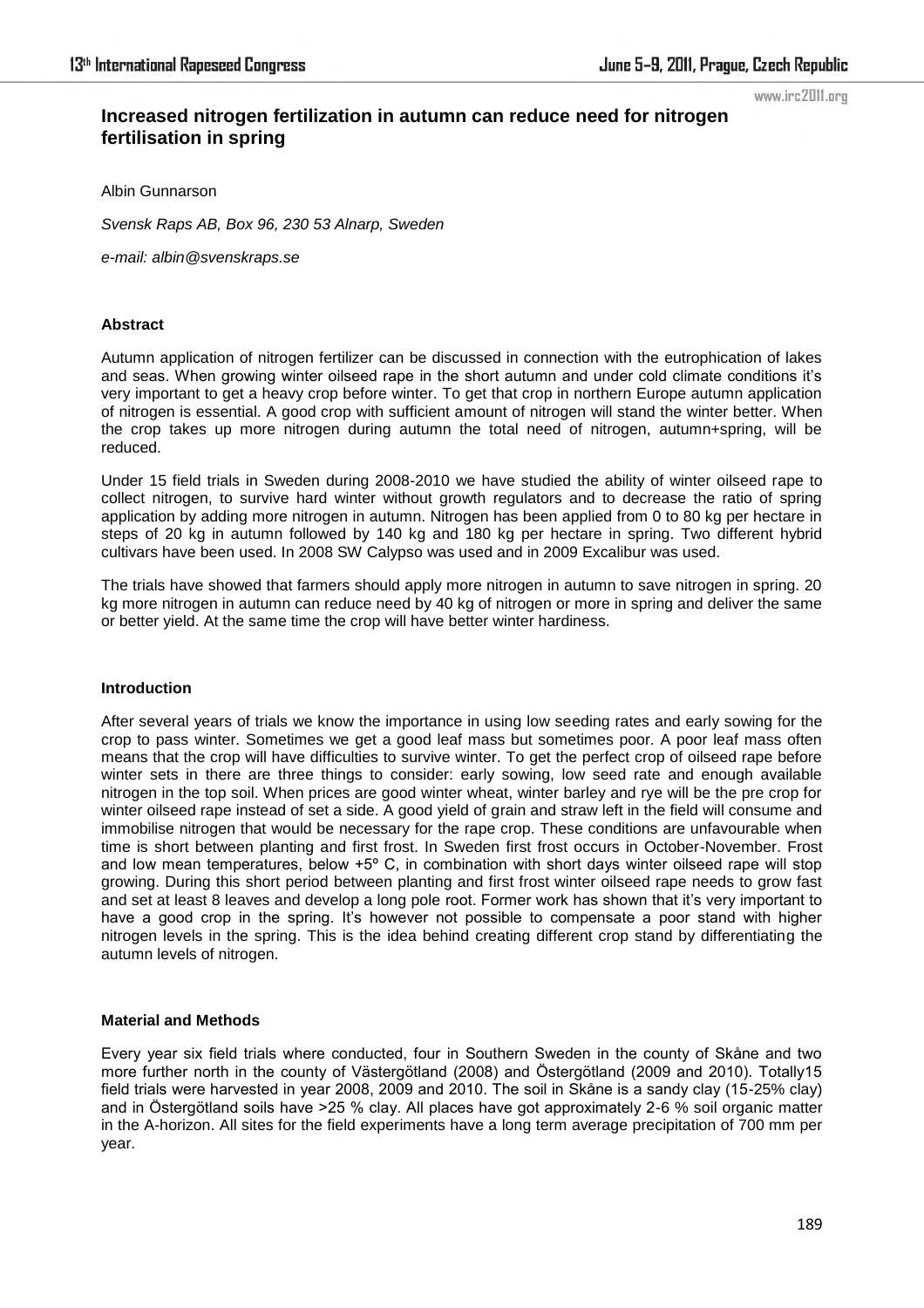# Increased nitrogen fertilization in autumn can reduce need for nitrogen fertilisation in spring

Albin Gunnarson

*Svensk Raps AB, Box 96, 230 53 Alnarp, Sweden*

*e-mail: albin@svenskraps.se*

## Abstract

Autumn application of nitrogen fertilizer can be discussed in connection with the eutrophication of lakes and seas. When growing winter oilseed rape in the short autumn and under cold climate conditions it's very important to get a heavy crop before winter. To get that crop in northern Europe autumn application of nitrogen is essential. A good crop with sufficient amount of nitrogen will stand the winter better. When the crop takes up more nitrogen during autumn the total need of nitrogen, autumn+spring, will be reduced.

Under 15 field trials in Sweden during 2008-2010 we have studied the ability of winter oilseed rape to collect nitrogen, to survive hard winter without growth regulators and to decrease the ratio of spring application by adding more nitrogen in autumn. Nitrogen has been applied from 0 to 80 kg per hectare in steps of 20 kg in autumn followed by 140 kg and 180 kg per hectare in spring. Two different hybrid cultivars have been used. In 2008 SW Calypso was used and in 2009 Excalibur was used.

The trials have showed that farmers should apply more nitrogen in autumn to save nitrogen in spring. 20 kg more nitrogen in autumn can reduce need by 40 kg of nitrogen or more in spring and deliver the same or better yield. At the same time the crop will have better winter hardiness.

## Introduction

After several years of trials we know the importance in using low seeding rates and early sowing for the crop to pass winter. Sometimes we get a good leaf mass but sometimes poor. A poor leaf mass often means that the crop will have difficulties to survive winter. To get the perfect crop of oilseed rape before winter sets in there are three things to consider: early sowing, low seed rate and enough available nitrogen in the top soil. When prices are good winter wheat, winter barley and rye will be the pre crop for winter oilseed rape instead of set a side. A good yield of grain and straw left in the field will consume and immobilise nitrogen that would be necessary for the rape crop. These conditions are unfavourable when time is short between planting and first frost. In Sweden first frost occurs in October-November. Frost and low mean temperatures, below +5º C, in combination with short days winter oilseed rape will stop growing. During this short period between planting and first frost winter oilseed rape needs to grow fast and set at least 8 leaves and develop a long pole root. Former work has shown that it's very important to have a good crop in the spring. It's however not possible to compensate a poor stand with higher nitrogen levels in the spring. This is the idea behind creating different crop stand by differentiating the autumn levels of nitrogen.

## Material and Methods

Every year six field trials where conducted, four in Southern Sweden in the county of Skåne and two more further north in the county of Västergötland (2008) and Östergötland (2009 and 2010). Totally15 field trials were harvested in year 2008, 2009 and 2010. The soil in Skåne is a sandy clay (15-25% clay) and in Östergötland soils have >25 % clay. All places have got approximately 2-6 % soil organic matter in the A-horizon. All sites for the field experiments have a long term average precipitation of 700 mm per year.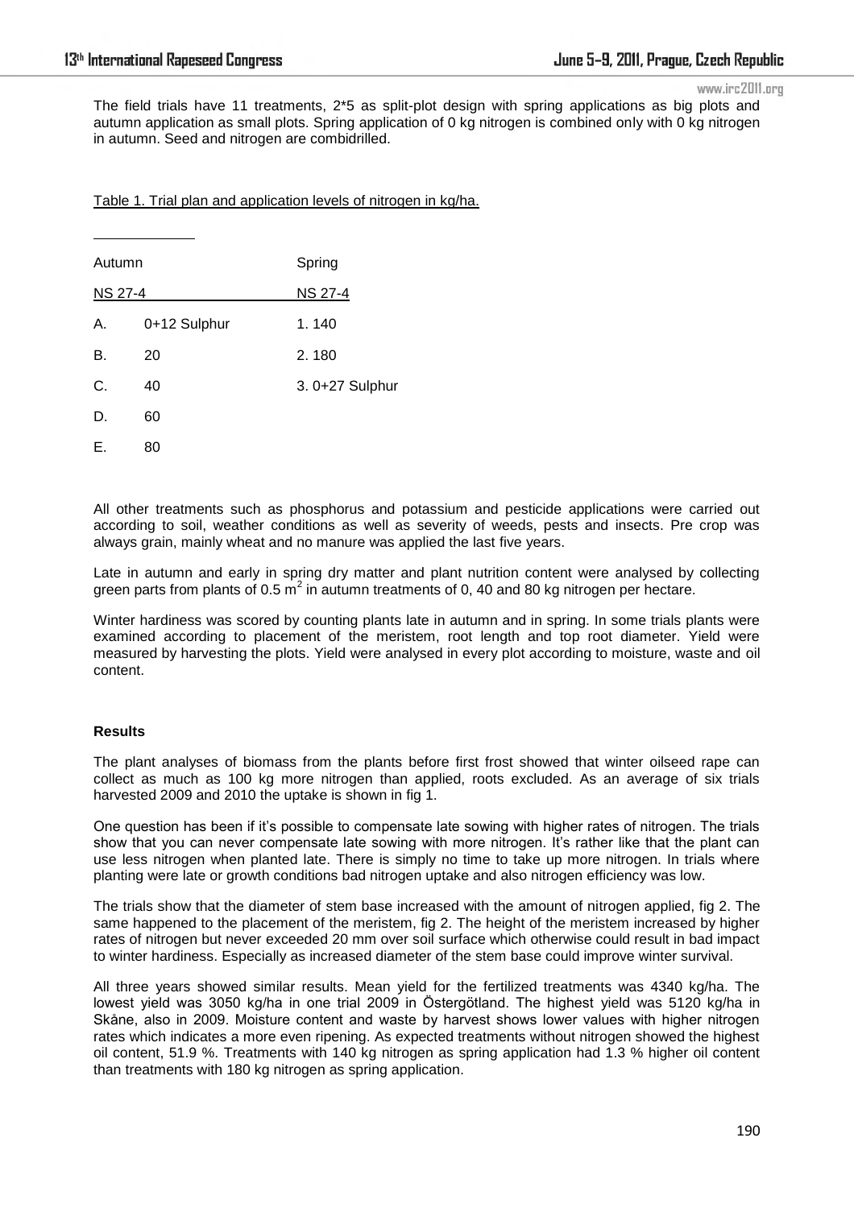The field trials have 11 treatments, 2*5 as split-plot design with spring applications as big plots and autumn application as small plots. Spring application of 0 kg nitrogen is combined only with 0 kg nitrogen in autumn. Seed and nitrogen are combidrilled.

Table 1. Trial plan and application levels of nitrogen in kg/ha.

| Autumn | | Spring |
|---|---|---|
| NS 27-4 | | NS 27-4 |
| A. | 0+12 Sulphur | 1. 140 |
| B. | 20 | 2. 180 |
| C. | 40 | 3. 0+27 Sulphur |
| D. | 60 | |
| E. | 80 | |

All other treatments such as phosphorus and potassium and pesticide applications were carried out according to soil, weather conditions as well as severity of weeds, pests and insects. Pre crop was always grain, mainly wheat and no manure was applied the last five years.

Late in autumn and early in spring dry matter and plant nutrition content were analysed by collecting green parts from plants of 0.5 $m^2$ in autumn treatments of 0, 40 and 80 kg nitrogen per hectare.

Winter hardiness was scored by counting plants late in autumn and in spring. In some trials plants were examined according to placement of the meristem, root length and top root diameter. Yield were measured by harvesting the plots. Yield were analysed in every plot according to moisture, waste and oil content.

**Results**

The plant analyses of biomass from the plants before first frost showed that winter oilseed rape can collect as much as 100 kg more nitrogen than applied, roots excluded. As an average of six trials harvested 2009 and 2010 the uptake is shown in fig 1.

One question has been if it's possible to compensate late sowing with higher rates of nitrogen. The trials show that you can never compensate late sowing with more nitrogen. It's rather like that the plant can use less nitrogen when planted late. There is simply no time to take up more nitrogen. In trials where planting were late or growth conditions bad nitrogen uptake and also nitrogen efficiency was low.

The trials show that the diameter of stem base increased with the amount of nitrogen applied, fig 2. The same happened to the placement of the meristem, fig 2. The height of the meristem increased by higher rates of nitrogen but never exceeded 20 mm over soil surface which otherwise could result in bad impact to winter hardiness. Especially as increased diameter of the stem base could improve winter survival.

All three years showed similar results. Mean yield for the fertilized treatments was 4340 kg/ha. The lowest yield was 3050 kg/ha in one trial 2009 in Östergötland. The highest yield was 5120 kg/ha in Skåne, also in 2009. Moisture content and waste by harvest shows lower values with higher nitrogen rates which indicates a more even ripening. As expected treatments without nitrogen showed the highest oil content, 51.9 %. Treatments with 140 kg nitrogen as spring application had 1.3 % higher oil content than treatments with 180 kg nitrogen as spring application.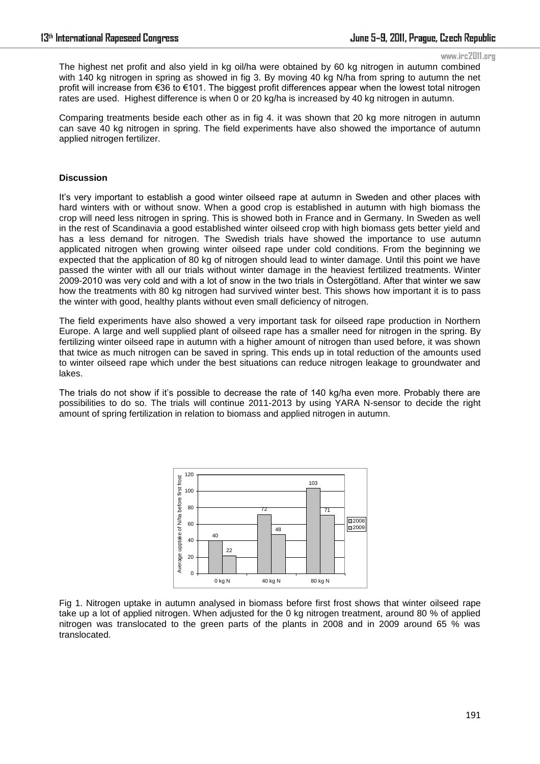The highest net profit and also yield in kg oil/ha were obtained by 60 kg nitrogen in autumn combined with 140 kg nitrogen in spring as showed in fig 3. By moving 40 kg N/ha from spring to autumn the net profit will increase from €36 to €101. The biggest profit differences appear when the lowest total nitrogen rates are used. Highest difference is when 0 or 20 kg/ha is increased by 40 kg nitrogen in autumn.

Comparing treatments beside each other as in fig 4. it was shown that 20 kg more nitrogen in autumn can save 40 kg nitrogen in spring. The field experiments have also showed the importance of autumn applied nitrogen fertilizer.

### Discussion

It's very important to establish a good winter oilseed rape at autumn in Sweden and other places with hard winters with or without snow. When a good crop is established in autumn with high biomass the crop will need less nitrogen in spring. This is showed both in France and in Germany. In Sweden as well in the rest of Scandinavia a good established winter oilseed crop with high biomass gets better yield and has a less demand for nitrogen. The Swedish trials have showed the importance to use autumn applicated nitrogen when growing winter oilseed rape under cold conditions. From the beginning we expected that the application of 80 kg of nitrogen should lead to winter damage. Until this point we have passed the winter with all our trials without winter damage in the heaviest fertilized treatments. Winter 2009-2010 was very cold and with a lot of snow in the two trials in Östergötland. After that winter we saw how the treatments with 80 kg nitrogen had survived winter best. This shows how important it is to pass the winter with good, healthy plants without even small deficiency of nitrogen.

The field experiments have also showed a very important task for oilseed rape production in Northern Europe. A large and well supplied plant of oilseed rape has a smaller need for nitrogen in the spring. By fertilizing winter oilseed rape in autumn with a higher amount of nitrogen than used before, it was shown that twice as much nitrogen can be saved in spring. This ends up in total reduction of the amounts used to winter oilseed rape which under the best situations can reduce nitrogen leakage to groundwater and lakes.

The trials do not show if it's possible to decrease the rate of 140 kg/ha even more. Probably there are possibilities to do so. The trials will continue 2011-2013 by using YARA N-sensor to decide the right amount of spring fertilization in relation to biomass and applied nitrogen in autumn.

| Average upptake of N/ha before first frost | 2008 | 2009 |
|---|---|---|
| 0 kg N | 40 | 22 |
| 40 kg N | 72 | 48 |
| 80 kg N | 103 | 71 |

Fig 1. Nitrogen uptake in autumn analysed in biomass before first frost shows that winter oilseed rape take up a lot of applied nitrogen. When adjusted for the 0 kg nitrogen treatment, around 80 % of applied nitrogen was translocated to the green parts of the plants in 2008 and in 2009 around 65 % was translocated.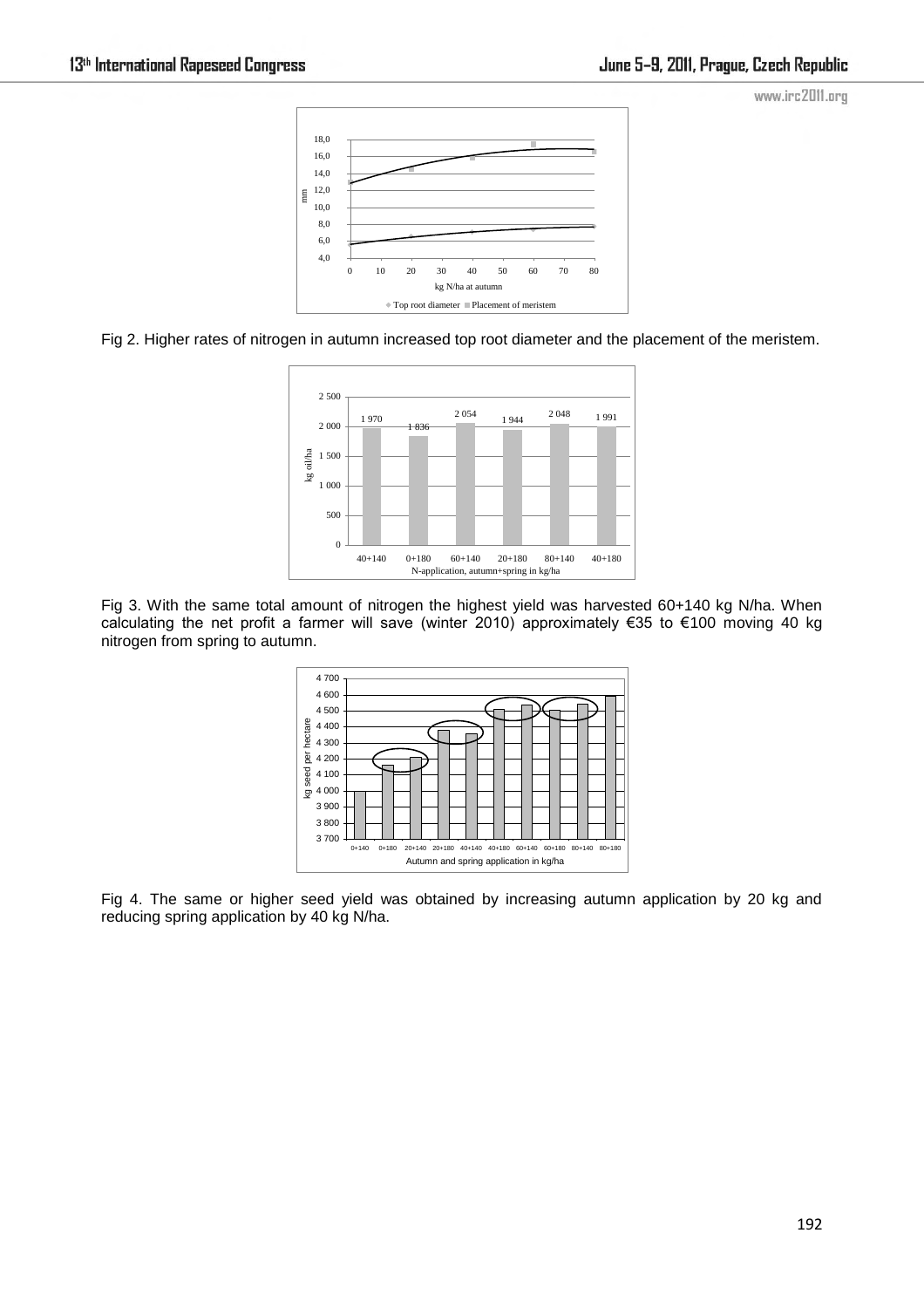18,0
16,0
14,0
12,0
10,0
8,0
6,0
4,0

mm

0 10 20 30 40 50 60 70 80

kg N/ha at autumn

Top root diameter   Placement of meristem

Fig 2. Higher rates of nitrogen in autumn increased top root diameter and the placement of the meristem.

2 500
2 000
1 500
1 000
500
0

kg oil/ha

1 970   1 836   2 054   1 944   2 048   1 991

40+140   0+180   60+140   20+180   80+140   40+180

N-application, autumn+spring in kg/ha

Fig 3. With the same total amount of nitrogen the highest yield was harvested 60+140 kg N/ha. When calculating the net profit a farmer will save (winter 2010) approximately €35 to €100 moving 40 kg nitrogen from spring to autumn.

4 700
4 600
4 500
4 400
4 300
4 200
4 100
4 000
3 900
3 800
3 700

kg seed per hectare

0+140   0+180   20+140   20+180   40+140   40+180   60+140   60+180   80+140   80+180

Autumn and spring application in kg/ha

Fig 4. The same or higher seed yield was obtained by increasing autumn application by 20 kg and reducing spring application by 40 kg N/ha.